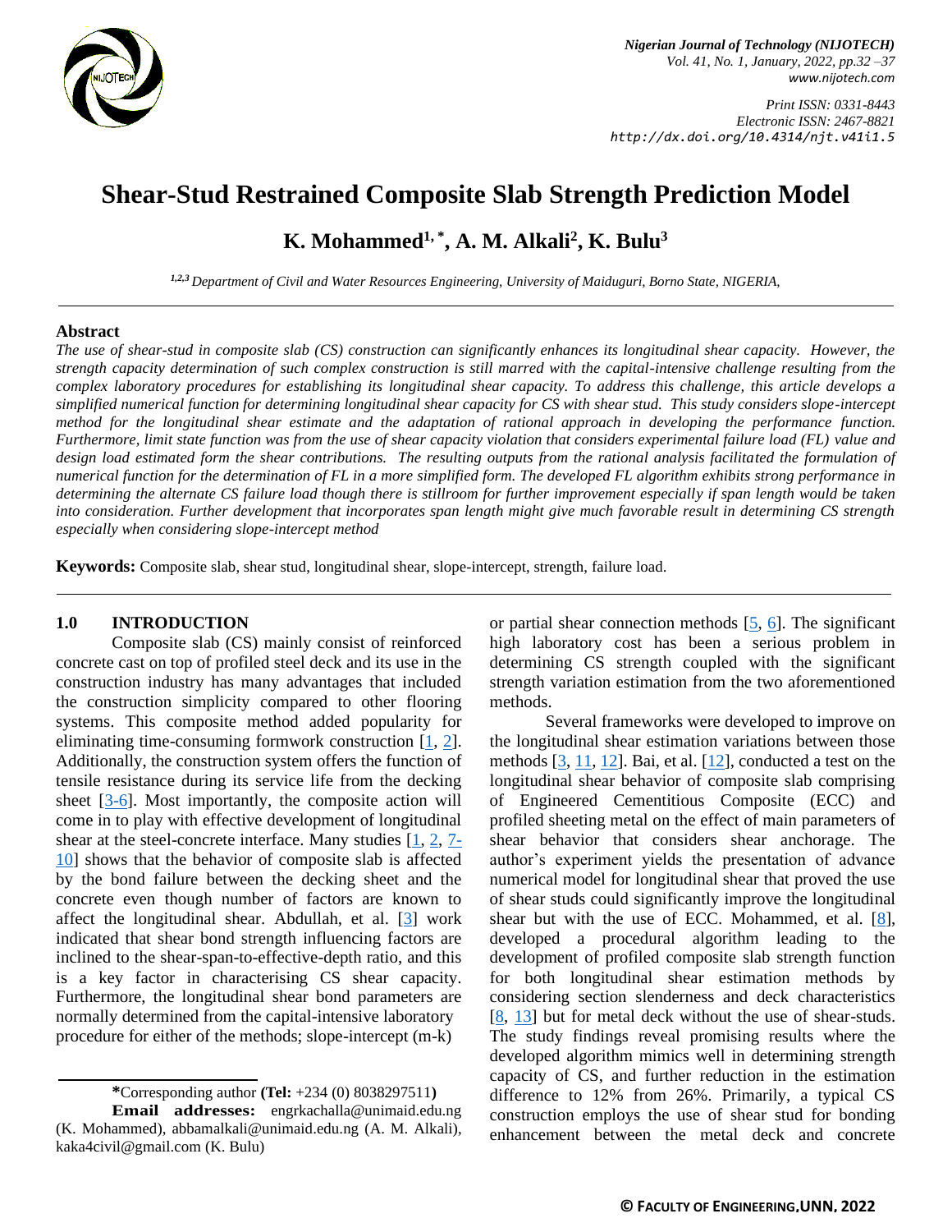# Shear-Stud Restrained Composite Slab Strength Prediction Model

**K. Mohammed[1,*], A. M. Alkali[2], K. Bulu[3]**

*[1,2,3] Department of Civil and Water Resources Engineering, University of Maiduguri, Borno State, NIGERIA,*

## Abstract

*The use of shear-stud in composite slab (CS) construction can significantly enhances its longitudinal shear capacity. However, the strength capacity determination of such complex construction is still marred with the capital-intensive challenge resulting from the complex laboratory procedures for establishing its longitudinal shear capacity. To address this challenge, this article develops a simplified numerical function for determining longitudinal shear capacity for CS with shear stud. This study considers slope-intercept method for the longitudinal shear estimate and the adaptation of rational approach in developing the performance function. Furthermore, limit state function was from the use of shear capacity violation that considers experimental failure load (FL) value and design load estimated form the shear contributions. The resulting outputs from the rational analysis facilitated the formulation of numerical function for the determination of FL in a more simplified form. The developed FL algorithm exhibits strong performance in determining the alternate CS failure load though there is stillroom for further improvement especially if span length would be taken into consideration. Further development that incorporates span length might give much favorable result in determining CS strength especially when considering slope-intercept method*

**Keywords:** Composite slab, shear stud, longitudinal shear, slope-intercept, strength, failure load.

## 1.0 INTRODUCTION

Composite slab (CS) mainly consist of reinforced concrete cast on top of profiled steel deck and its use in the construction industry has many advantages that included the construction simplicity compared to other flooring systems. This composite method added popularity for eliminating time-consuming formwork construction [1, 2]. Additionally, the construction system offers the function of tensile resistance during its service life from the decking sheet [3-6]. Most importantly, the composite action will come in to play with effective development of longitudinal shear at the steel-concrete interface. Many studies [1, 2, 7-10] shows that the behavior of composite slab is affected by the bond failure between the decking sheet and the concrete even though number of factors are known to affect the longitudinal shear. Abdullah, et al. [3] work indicated that shear bond strength influencing factors are inclined to the shear-span-to-effective-depth ratio, and this is a key factor in characterising CS shear capacity. Furthermore, the longitudinal shear bond parameters are normally determined from the capital-intensive laboratory procedure for either of the methods; slope-intercept (m-k) or partial shear connection methods [5, 6]. The significant high laboratory cost has been a serious problem in determining CS strength coupled with the significant strength variation estimation from the two aforementioned methods.

Several frameworks were developed to improve on the longitudinal shear estimation variations between those methods [3, 11, 12]. Bai, et al. [12], conducted a test on the longitudinal shear behavior of composite slab comprising of Engineered Cementitious Composite (ECC) and profiled sheeting metal on the effect of main parameters of shear behavior that considers shear anchorage. The author's experiment yields the presentation of advance numerical model for longitudinal shear that proved the use of shear studs could significantly improve the longitudinal shear but with the use of ECC. Mohammed, et al. [8], developed a procedural algorithm leading to the development of profiled composite slab strength function for both longitudinal shear estimation methods by considering section slenderness and deck characteristics [8, 13] but for metal deck without the use of shear-studs. The study findings reveal promising results where the developed algorithm mimics well in determining strength capacity of CS, and further reduction in the estimation difference to 12% from 26%. Primarily, a typical CS construction employs the use of shear stud for bonding enhancement between the metal deck and concrete

*Corresponding author **(Tel:** +234 (0) 8038297511**)**

**Email addresses:** engrkachalla@unimaid.edu.ng (K. Mohammed), abbamalkali@unimaid.edu.ng (A. M. Alkali), kaka4civil@gmail.com (K. Bulu)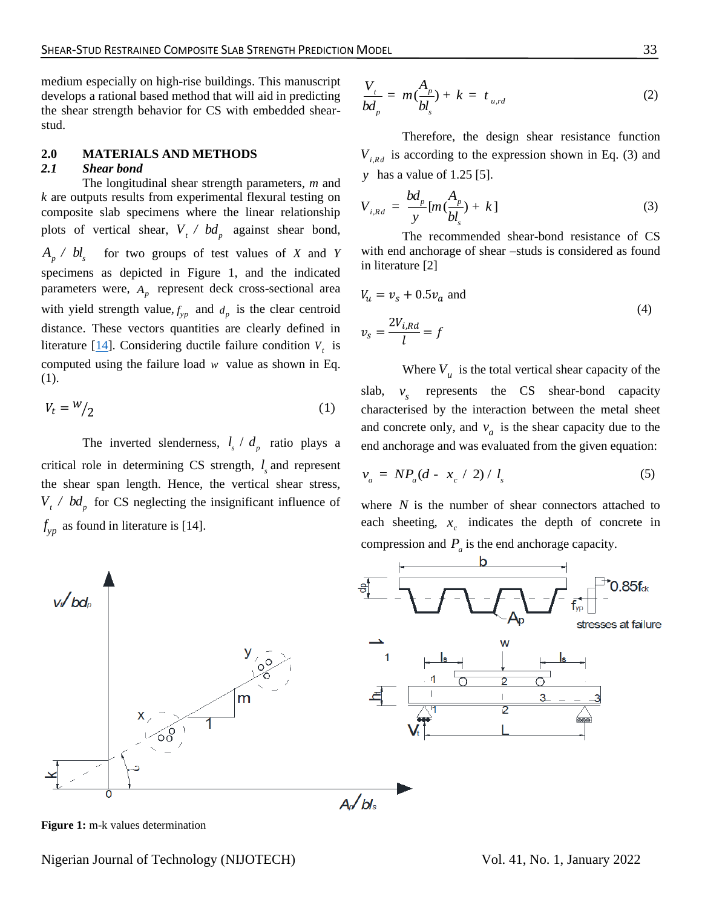medium especially on high-rise buildings. This manuscript develops a rational based method that will aid in predicting the shear strength behavior for CS with embedded shear-stud.

## 2.0 MATERIALS AND METHODS

### 2.1 *Shear bond*

The longitudinal shear strength parameters, $m$ and $k$ are outputs results from experimental flexural testing on composite slab specimens where the linear relationship plots of vertical shear, $V_t / bd_p$ against shear bond, $A_p / bl_s$ for two groups of test values of $X$ and $Y$ specimens as depicted in Figure 1, and the indicated parameters were, $A_p$ represent deck cross-sectional area with yield strength value, $f_{yp}$ and $d_p$ is the clear centroid distance. These vectors quantities are clearly defined in literature [14]. Considering ductile failure condition $V_t$ is computed using the failure load $w$ value as shown in Eq. (1).

$$V_t = {}^{w}/_{2} \tag{1}$$

The inverted slenderness, $l_s / d_p$ ratio plays a critical role in determining CS strength, $l_s$ and represent the shear span length. Hence, the vertical shear stress, $V_t / bd_p$ for CS neglecting the insignificant influence of $f_{yp}$ as found in literature is [14].

$$\frac{V_t}{bd_p} = m(\frac{A_p}{bl_s}) + k = t_{u,rd} \tag{2}$$

Therefore, the design shear resistance function $V_{i,Rd}$ is according to the expression shown in Eq. (3) and $y$ has a value of 1.25 [5].

$$V_{i,Rd} = \frac{bd_p}{y}[m(\frac{A_p}{bl_s}) + k] \tag{3}$$

The recommended shear-bond resistance of CS with end anchorage of shear –studs is considered as found in literature [2]

$$V_u = v_s + 0.5v_a \text{ and}$$
$$v_s = \frac{2V_{i,Rd}}{l} = f \tag{4}$$

Where $V_u$ is the total vertical shear capacity of the slab, $v_s$ represents the CS shear-bond capacity characterised by the interaction between the metal sheet and concrete only, and $v_a$ is the shear capacity due to the end anchorage and was evaluated from the given equation:

$$v_a = NP_a(d - x_c / 2) / l_s \tag{5}$$

where $N$ is the number of shear connectors attached to each sheeting, $x_c$ indicates the depth of concrete in compression and $P_a$ is the end anchorage capacity.

$v_t/bd_p$

y

m

1

x

k

0

$A_p/bl_s$

b

$d_p$

0.85f$_{ck}$

$f_{yp}$

$A_p$

stresses at failure

1

w

$l_s$

$l_s$

1

2

3

$h_t$

1

2

3

$V_t$

L

**Figure 1:** m-k values determination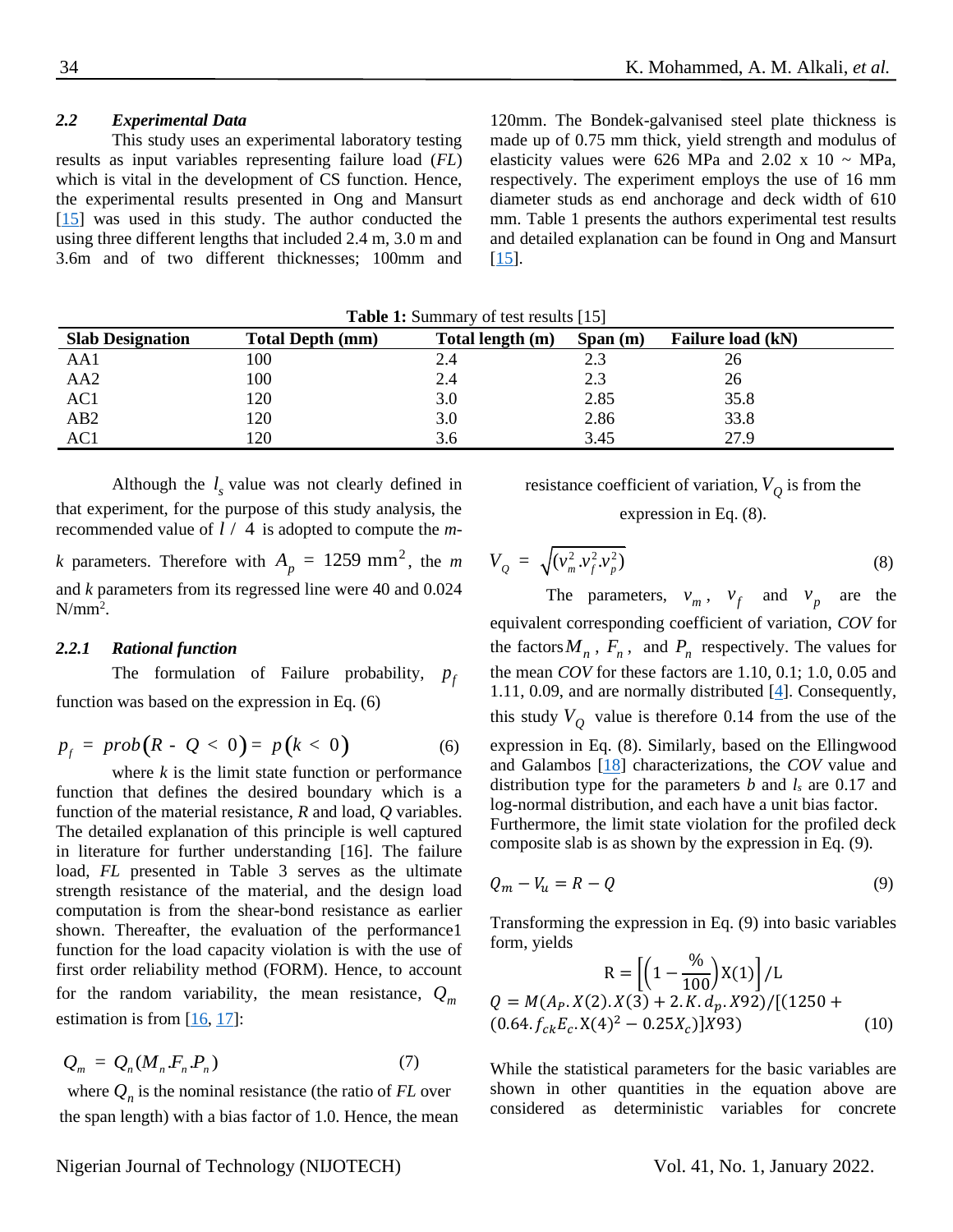### 2.2 Experimental Data

This study uses an experimental laboratory testing results as input variables representing failure load (*FL*) which is vital in the development of CS function. Hence, the experimental results presented in Ong and Mansurt [15] was used in this study. The author conducted the using three different lengths that included 2.4 m, 3.0 m and 3.6m and of two different thicknesses; 100mm and 120mm. The Bondek-galvanised steel plate thickness is made up of 0.75 mm thick, yield strength and modulus of elasticity values were 626 MPa and 2.02 x 10 ~ MPa, respectively. The experiment employs the use of 16 mm diameter studs as end anchorage and deck width of 610 mm. Table 1 presents the authors experimental test results and detailed explanation can be found in Ong and Mansurt [15].

**Table 1:** Summary of test results [15]

| Slab Designation | Total Depth (mm) | Total length (m) | Span (m) | Failure load (kN) |
|---|---|---|---|---|
| AA1 | 100 | 2.4 | 2.3 | 26 |
| AA2 | 100 | 2.4 | 2.3 | 26 |
| AC1 | 120 | 3.0 | 2.85 | 35.8 |
| AB2 | 120 | 3.0 | 2.86 | 33.8 |
| AC1 | 120 | 3.6 | 3.45 | 27.9 |

Although the $l_s$ value was not clearly defined in that experiment, for the purpose of this study analysis, the recommended value of $l$ / 4 is adopted to compute the *m*-*k* parameters. Therefore with $A_p = 1259 \text{ mm}^2$, the *m* and *k* parameters from its regressed line were 40 and 0.024 $\text{N/mm}^2$.

#### 2.2.1 Rational function

The formulation of Failure probability, $p_f$ function was based on the expression in Eq. (6)

$$p_f = prob(R - Q < 0) = p(k < 0) \tag{6}$$

where *k* is the limit state function or performance function that defines the desired boundary which is a function of the material resistance, *R* and load, *Q* variables. The detailed explanation of this principle is well captured in literature for further understanding [16]. The failure load, *FL* presented in Table 3 serves as the ultimate strength resistance of the material, and the design load computation is from the shear-bond resistance as earlier shown. Thereafter, the evaluation of the performance1 function for the load capacity violation is with the use of first order reliability method (FORM). Hence, to account for the random variability, the mean resistance, $Q_m$ estimation is from [16, 17]:

$$Q_m = Q_n(M_n F_n P_n) \tag{7}$$

where $Q_n$ is the nominal resistance (the ratio of *FL* over the span length) with a bias factor of 1.0. Hence, the mean resistance coefficient of variation, $V_Q$ is from the expression in Eq. (8).

$$V_Q = \sqrt{(v_m^2 . v_f^2 . v_p^2)} \tag{8}$$

The parameters, $v_m$, $v_f$ and $v_p$ are the equivalent corresponding coefficient of variation, *COV* for the factors $M_n$, $F_n$, and $P_n$ respectively. The values for the mean *COV* for these factors are 1.10, 0.1; 1.0, 0.05 and 1.11, 0.09, and are normally distributed [4]. Consequently, this study $V_Q$ value is therefore 0.14 from the use of the expression in Eq. (8). Similarly, based on the Ellingwood and Galambos [18] characterizations, the *COV* value and distribution type for the parameters *b* and $l_s$ are 0.17 and log-normal distribution, and each have a unit bias factor. Furthermore, the limit state violation for the profiled deck composite slab is as shown by the expression in Eq. (9).

$$Q_m - V_u = R - Q \tag{9}$$

Transforming the expression in Eq. (9) into basic variables form, yields

$$\text{R} = \left[\left(1 - \frac{\%}{100}\right)\text{X}(1)\right] / \text{L}$$
$$Q = M(A_P . X(2) . X(3) + 2.K.d_p.X92)/[(1250 + (0.64.f_{ck}E_c.\text{X}(4)^2 - 0.25X_c)]X93) \tag{10}$$

While the statistical parameters for the basic variables are shown in other quantities in the equation above are considered as deterministic variables for concrete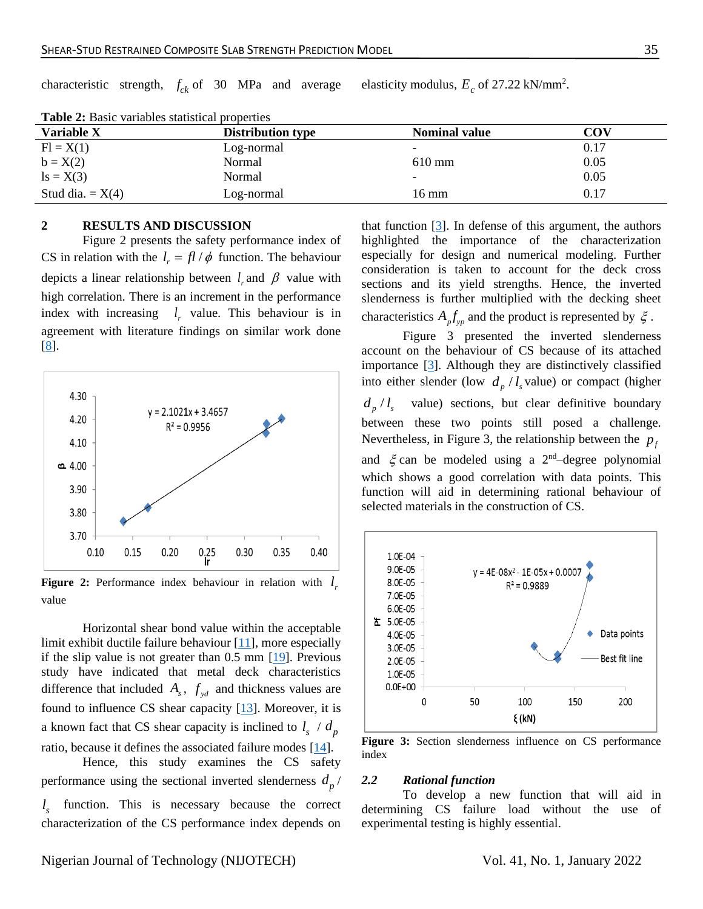characteristic strength, $f_{ck}$ of 30 MPa and average elasticity modulus, $E_c$ of 27.22 kN/mm$^2$.

**Table 2:** Basic variables statistical properties

| Variable X | Distribution type | Nominal value | COV |
|---|---|---|---|
| Fl = X(1) | Log-normal | - | 0.17 |
| b = X(2) | Normal | 610 mm | 0.05 |
| ls = X(3) | Normal | - | 0.05 |
| Stud dia. = X(4) | Log-normal | 16 mm | 0.17 |

## 2 RESULTS AND DISCUSSION

Figure 2 presents the safety performance index of CS in relation with the $l_r = fl/\phi$ function. The behaviour depicts a linear relationship between $l_r$ and $\beta$ value with high correlation. There is an increment in the performance index with increasing $l_r$ value. This behaviour is in agreement with literature findings on similar work done [8].

4.30
4.20
4.10
β 4.00
3.90
3.80
3.70
0.10 0.15 0.20 0.25 0.30 0.35 0.40
lr
y = 2.1021x + 3.4657
R² = 0.9956

**Figure 2:** Performance index behaviour in relation with $l_r$ value

Horizontal shear bond value within the acceptable limit exhibit ductile failure behaviour [11], more especially if the slip value is not greater than 0.5 mm [19]. Previous study have indicated that metal deck characteristics difference that included $A_s$, $f_{yd}$ and thickness values are found to influence CS shear capacity [13]. Moreover, it is a known fact that CS shear capacity is inclined to $l_s$ / $d_p$ ratio, because it defines the associated failure modes [14].

Hence, this study examines the CS safety performance using the sectional inverted slenderness $d_p$ / $l_s$ function. This is necessary because the correct characterization of the CS performance index depends on that function [3]. In defense of this argument, the authors highlighted the importance of the characterization especially for design and numerical modeling. Further consideration is taken to account for the deck cross sections and its yield strengths. Hence, the inverted slenderness is further multiplied with the decking sheet characteristics $A_p f_{yp}$ and the product is represented by $\xi$.

Figure 3 presented the inverted slenderness account on the behaviour of CS because of its attached importance [3]. Although they are distinctively classified into either slender (low $d_p / l_s$ value) or compact (higher $d_p / l_s$ value) sections, but clear definitive boundary between these two points still posed a challenge. Nevertheless, in Figure 3, the relationship between the $p_f$ and $\xi$ can be modeled using a 2nd–degree polynomial which shows a good correlation with data points. This function will aid in determining rational behaviour of selected materials in the construction of CS.

1.0E-04
9.0E-05
8.0E-05
7.0E-05
6.0E-05
Pf 5.0E-05
4.0E-05
3.0E-05
2.0E-05
1.0E-05
0.0E+00
0 50 100 150 200
ξ (kN)
y = 4E-08x² - 1E-05x + 0.0007
R² = 0.9889
Data points
Best fit line

**Figure 3:** Section slenderness influence on CS performance index

### 2.2 *Rational function*

To develop a new function that will aid in determining CS failure load without the use of experimental testing is highly essential.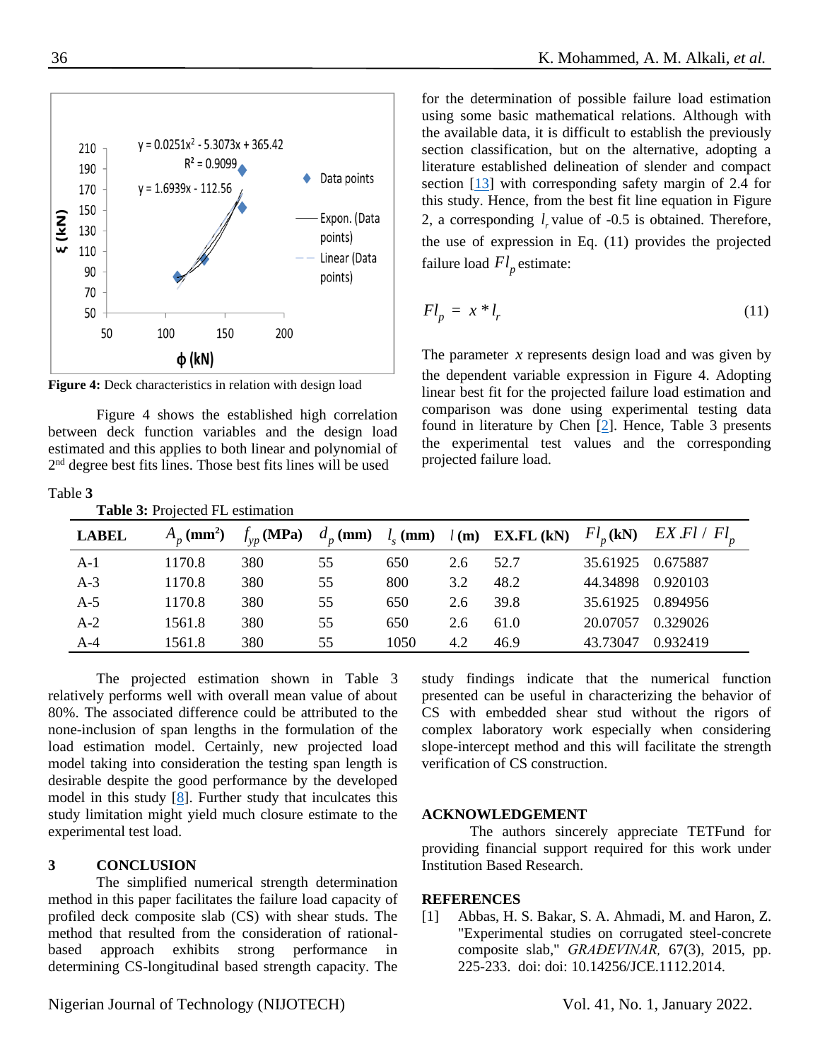y = 0.0251x² - 5.3073x + 365.42
R² = 0.9099
y = 1.6939x - 112.56
Data points
Expon. (Data points)
Linear (Data points)
ξ (kN)
210
190
170
150
130
110
90
70
50
50
100
150
200
ϕ (kN)

**Figure 4:** Deck characteristics in relation with design load

Figure 4 shows the established high correlation between deck function variables and the design load estimated and this applies to both linear and polynomial of 2nd degree best fits lines. Those best fits lines will be used for the determination of possible failure load estimation using some basic mathematical relations. Although with the available data, it is difficult to establish the previously section classification, but on the alternative, adopting a literature established delineation of slender and compact section [13] with corresponding safety margin of 2.4 for this study. Hence, from the best fit line equation in Figure 2, a corresponding $l_r$ value of -0.5 is obtained. Therefore, the use of expression in Eq. (11) provides the projected failure load $Fl_p$ estimate:

$$Fl_p = x * l_r \tag{11}$$

The parameter $x$ represents design load and was given by the dependent variable expression in Figure 4. Adopting linear best fit for the projected failure load estimation and comparison was done using experimental testing data found in literature by Chen [2]. Hence, Table 3 presents the experimental test values and the corresponding projected failure load.

Table **3**

**Table 3:** Projected FL estimation

| **LABEL** | $A_p$ **(mm²)** | $f_{yp}$ **(MPa)** | $d_p$ **(mm)** | $l_s$ **(mm)** | $l$ **(m)** | **EX.FL (kN)** | $Fl_p$ **(kN)** | $EX.Fl / Fl_p$ |
|---|---|---|---|---|---|---|---|---|
| A-1 | 1170.8 | 380 | 55 | 650 | 2.6 | 52.7 | 35.61925 | 0.675887 |
| A-3 | 1170.8 | 380 | 55 | 800 | 3.2 | 48.2 | 44.34898 | 0.920103 |
| A-5 | 1170.8 | 380 | 55 | 650 | 2.6 | 39.8 | 35.61925 | 0.894956 |
| A-2 | 1561.8 | 380 | 55 | 650 | 2.6 | 61.0 | 20.07057 | 0.329026 |
| A-4 | 1561.8 | 380 | 55 | 1050 | 4.2 | 46.9 | 43.73047 | 0.932419 |

The projected estimation shown in Table 3 relatively performs well with overall mean value of about 80%. The associated difference could be attributed to the none-inclusion of span lengths in the formulation of the load estimation model. Certainly, new projected load model taking into consideration the testing span length is desirable despite the good performance by the developed model in this study [8]. Further study that inculcates this study limitation might yield much closure estimate to the experimental test load.

## 3 CONCLUSION

The simplified numerical strength determination method in this paper facilitates the failure load capacity of profiled deck composite slab (CS) with shear studs. The method that resulted from the consideration of rational-based approach exhibits strong performance in determining CS-longitudinal based strength capacity. The study findings indicate that the numerical function presented can be useful in characterizing the behavior of CS with embedded shear stud without the rigors of complex laboratory work especially when considering slope-intercept method and this will facilitate the strength verification of CS construction.

## ACKNOWLEDGEMENT

The authors sincerely appreciate TETFund for providing financial support required for this work under Institution Based Research.

## REFERENCES

[1] Abbas, H. S. Bakar, S. A. Ahmadi, M. and Haron, Z. "Experimental studies on corrugated steel-concrete composite slab," *GRAĐEVINAR,* 67(3), 2015, pp. 225-233. doi: doi: 10.14256/JCE.1112.2014.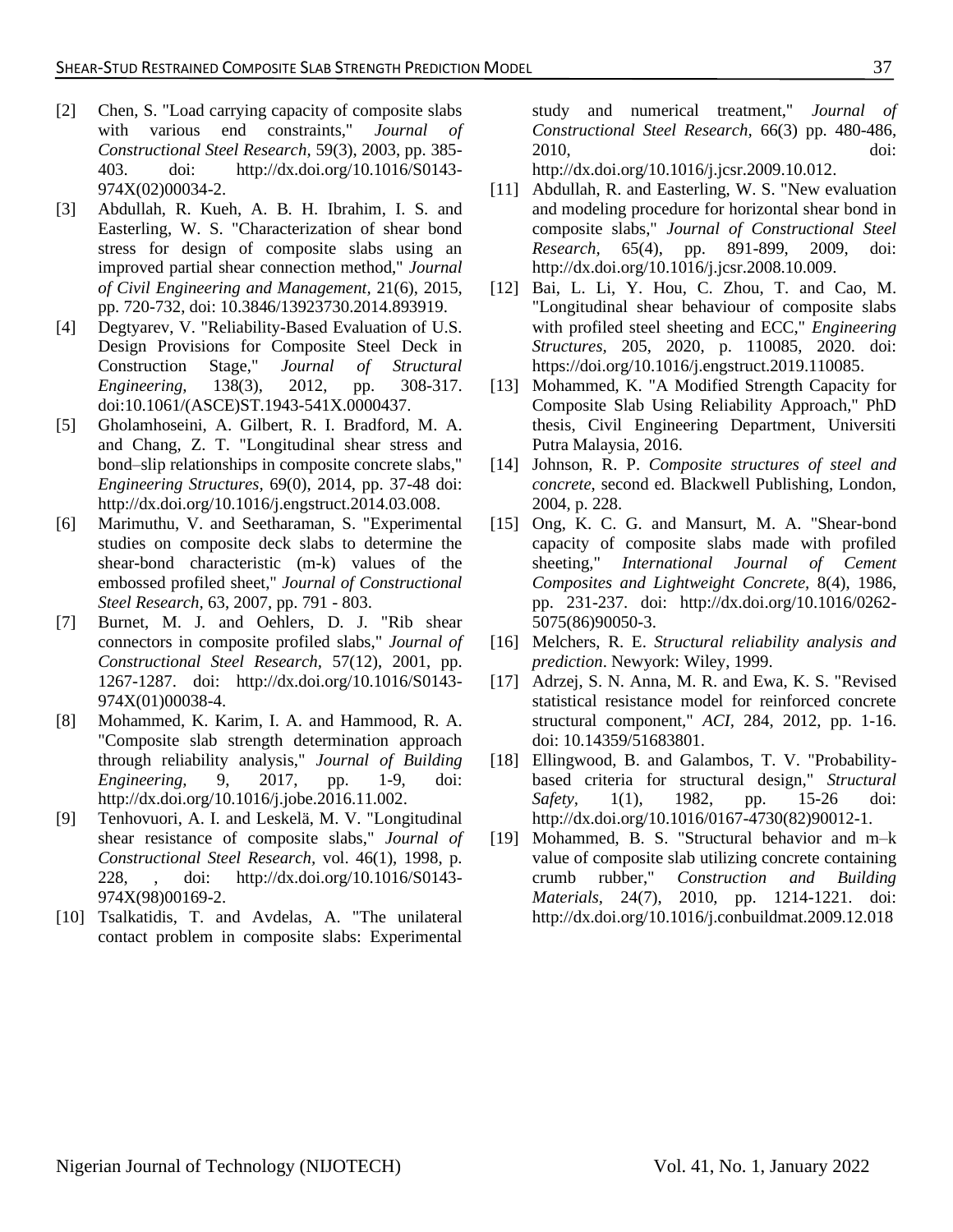[2] Chen, S. "Load carrying capacity of composite slabs with various end constraints," *Journal of Constructional Steel Research,* 59(3), 2003, pp. 385-403. doi: http://dx.doi.org/10.1016/S0143-974X(02)00034-2.

[3] Abdullah, R. Kueh, A. B. H. Ibrahim, I. S. and Easterling, W. S. "Characterization of shear bond stress for design of composite slabs using an improved partial shear connection method," *Journal of Civil Engineering and Management,* 21(6), 2015, pp. 720-732, doi: 10.3846/13923730.2014.893919.

[4] Degtyarev, V. "Reliability-Based Evaluation of U.S. Design Provisions for Composite Steel Deck in Construction Stage," *Journal of Structural Engineering,* 138(3), 2012, pp. 308-317. doi:10.1061/(ASCE)ST.1943-541X.0000437.

[5] Gholamhoseini, A. Gilbert, R. I. Bradford, M. A. and Chang, Z. T. "Longitudinal shear stress and bond–slip relationships in composite concrete slabs," *Engineering Structures,* 69(0), 2014, pp. 37-48 doi: http://dx.doi.org/10.1016/j.engstruct.2014.03.008.

[6] Marimuthu, V. and Seetharaman, S. "Experimental studies on composite deck slabs to determine the shear-bond characteristic (m-k) values of the embossed profiled sheet," *Journal of Constructional Steel Research,* 63, 2007, pp. 791 - 803.

[7] Burnet, M. J. and Oehlers, D. J. "Rib shear connectors in composite profiled slabs," *Journal of Constructional Steel Research,* 57(12), 2001, pp. 1267-1287. doi: http://dx.doi.org/10.1016/S0143-974X(01)00038-4.

[8] Mohammed, K. Karim, I. A. and Hammood, R. A. "Composite slab strength determination approach through reliability analysis," *Journal of Building Engineering,* 9, 2017, pp. 1-9, doi: http://dx.doi.org/10.1016/j.jobe.2016.11.002.

[9] Tenhovuori, A. I. and Leskelä, M. V. "Longitudinal shear resistance of composite slabs," *Journal of Constructional Steel Research,* vol. 46(1), 1998, p. 228, , doi: http://dx.doi.org/10.1016/S0143-974X(98)00169-2.

[10] Tsalkatidis, T. and Avdelas, A. "The unilateral contact problem in composite slabs: Experimental study and numerical treatment," *Journal of Constructional Steel Research,* 66(3) pp. 480-486, 2010, doi: http://dx.doi.org/10.1016/j.jcsr.2009.10.012.

[11] Abdullah, R. and Easterling, W. S. "New evaluation and modeling procedure for horizontal shear bond in composite slabs," *Journal of Constructional Steel Research,* 65(4), pp. 891-899, 2009, doi: http://dx.doi.org/10.1016/j.jcsr.2008.10.009.

[12] Bai, L. Li, Y. Hou, C. Zhou, T. and Cao, M. "Longitudinal shear behaviour of composite slabs with profiled steel sheeting and ECC," *Engineering Structures,* 205, 2020, p. 110085, 2020. doi: https://doi.org/10.1016/j.engstruct.2019.110085.

[13] Mohammed, K. "A Modified Strength Capacity for Composite Slab Using Reliability Approach," PhD thesis, Civil Engineering Department, Universiti Putra Malaysia, 2016.

[14] Johnson, R. P. *Composite structures of steel and concrete,* second ed. Blackwell Publishing, London, 2004, p. 228.

[15] Ong, K. C. G. and Mansurt, M. A. "Shear-bond capacity of composite slabs made with profiled sheeting," *International Journal of Cement Composites and Lightweight Concrete,* 8(4), 1986, pp. 231-237. doi: http://dx.doi.org/10.1016/0262-5075(86)90050-3.

[16] Melchers, R. E. *Structural reliability analysis and prediction*. Newyork: Wiley, 1999.

[17] Adrzej, S. N. Anna, M. R. and Ewa, K. S. "Revised statistical resistance model for reinforced concrete structural component," *ACI,* 284, 2012, pp. 1-16. doi: 10.14359/51683801.

[18] Ellingwood, B. and Galambos, T. V. "Probability-based criteria for structural design," *Structural Safety,* 1(1), 1982, pp. 15-26 doi: http://dx.doi.org/10.1016/0167-4730(82)90012-1.

[19] Mohammed, B. S. "Structural behavior and m–k value of composite slab utilizing concrete containing crumb rubber," *Construction and Building Materials,* 24(7), 2010, pp. 1214-1221. doi: http://dx.doi.org/10.1016/j.conbuildmat.2009.12.018